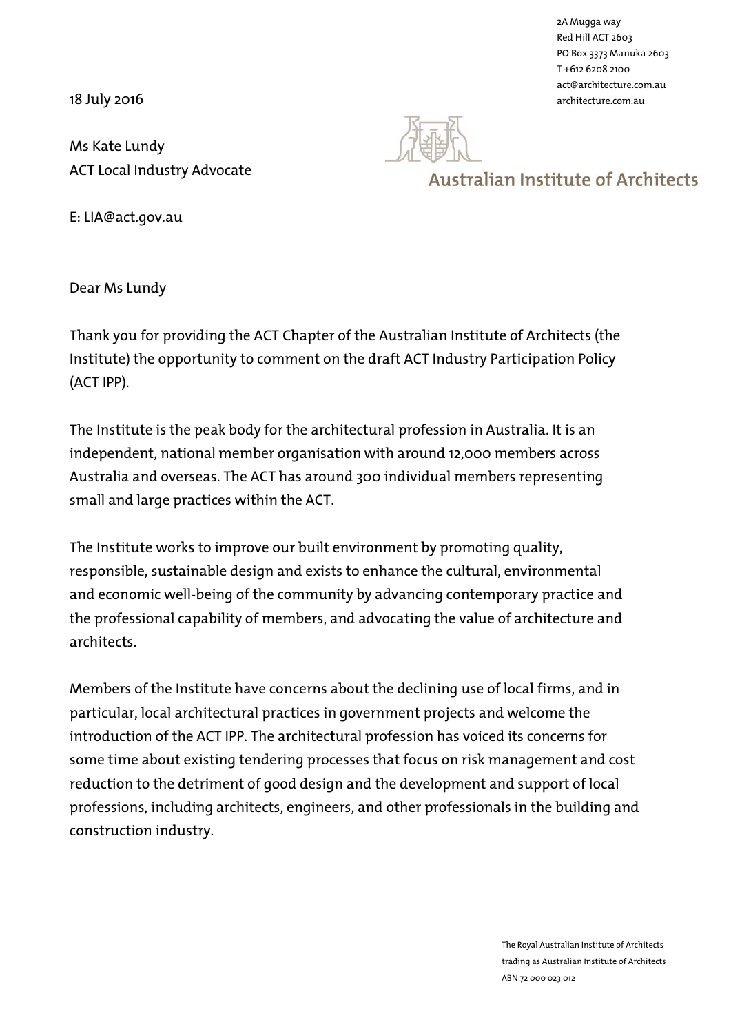2A Mugga way
Red Hill ACT 2603
PO Box 3373 Manuka 2603
T +612 6208 2100
act@architecture.com.au
architecture.com.au

18 July 2016

Ms Kate Lundy
ACT Local Industry Advocate

**Australian Institute of Architects**

E: LIA@act.gov.au

Dear Ms Lundy

Thank you for providing the ACT Chapter of the Australian Institute of Architects (the Institute) the opportunity to comment on the draft ACT Industry Participation Policy (ACT IPP).

The Institute is the peak body for the architectural profession in Australia. It is an independent, national member organisation with around 12,000 members across Australia and overseas. The ACT has around 300 individual members representing small and large practices within the ACT.

The Institute works to improve our built environment by promoting quality, responsible, sustainable design and exists to enhance the cultural, environmental and economic well-being of the community by advancing contemporary practice and the professional capability of members, and advocating the value of architecture and architects.

Members of the Institute have concerns about the declining use of local firms, and in particular, local architectural practices in government projects and welcome the introduction of the ACT IPP. The architectural profession has voiced its concerns for some time about existing tendering processes that focus on risk management and cost reduction to the detriment of good design and the development and support of local professions, including architects, engineers, and other professionals in the building and construction industry.

The Royal Australian Institute of Architects
trading as Australian Institute of Architects
ABN 72 000 023 012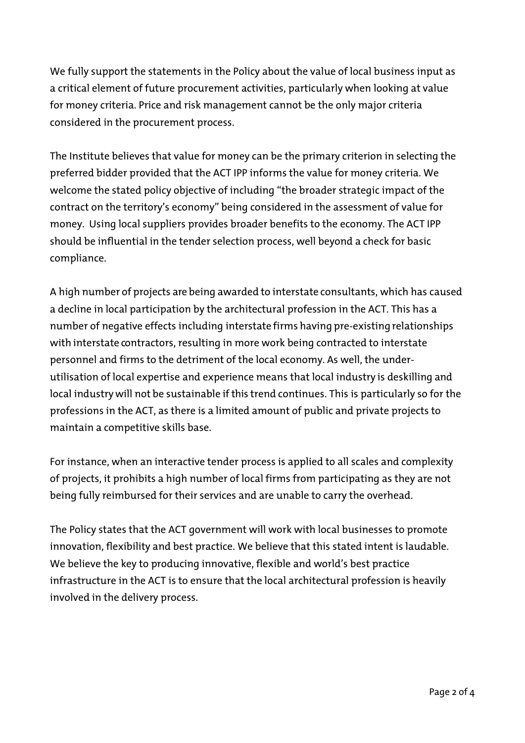We fully support the statements in the Policy about the value of local business input as a critical element of future procurement activities, particularly when looking at value for money criteria. Price and risk management cannot be the only major criteria considered in the procurement process.

The Institute believes that value for money can be the primary criterion in selecting the preferred bidder provided that the ACT IPP informs the value for money criteria. We welcome the stated policy objective of including "the broader strategic impact of the contract on the territory's economy" being considered in the assessment of value for money. Using local suppliers provides broader benefits to the economy. The ACT IPP should be influential in the tender selection process, well beyond a check for basic compliance.

A high number of projects are being awarded to interstate consultants, which has caused a decline in local participation by the architectural profession in the ACT. This has a number of negative effects including interstate firms having pre-existing relationships with interstate contractors, resulting in more work being contracted to interstate personnel and firms to the detriment of the local economy. As well, the under-utilisation of local expertise and experience means that local industry is deskilling and local industry will not be sustainable if this trend continues. This is particularly so for the professions in the ACT, as there is a limited amount of public and private projects to maintain a competitive skills base.

For instance, when an interactive tender process is applied to all scales and complexity of projects, it prohibits a high number of local firms from participating as they are not being fully reimbursed for their services and are unable to carry the overhead.

The Policy states that the ACT government will work with local businesses to promote innovation, flexibility and best practice. We believe that this stated intent is laudable. We believe the key to producing innovative, flexible and world's best practice infrastructure in the ACT is to ensure that the local architectural profession is heavily involved in the delivery process.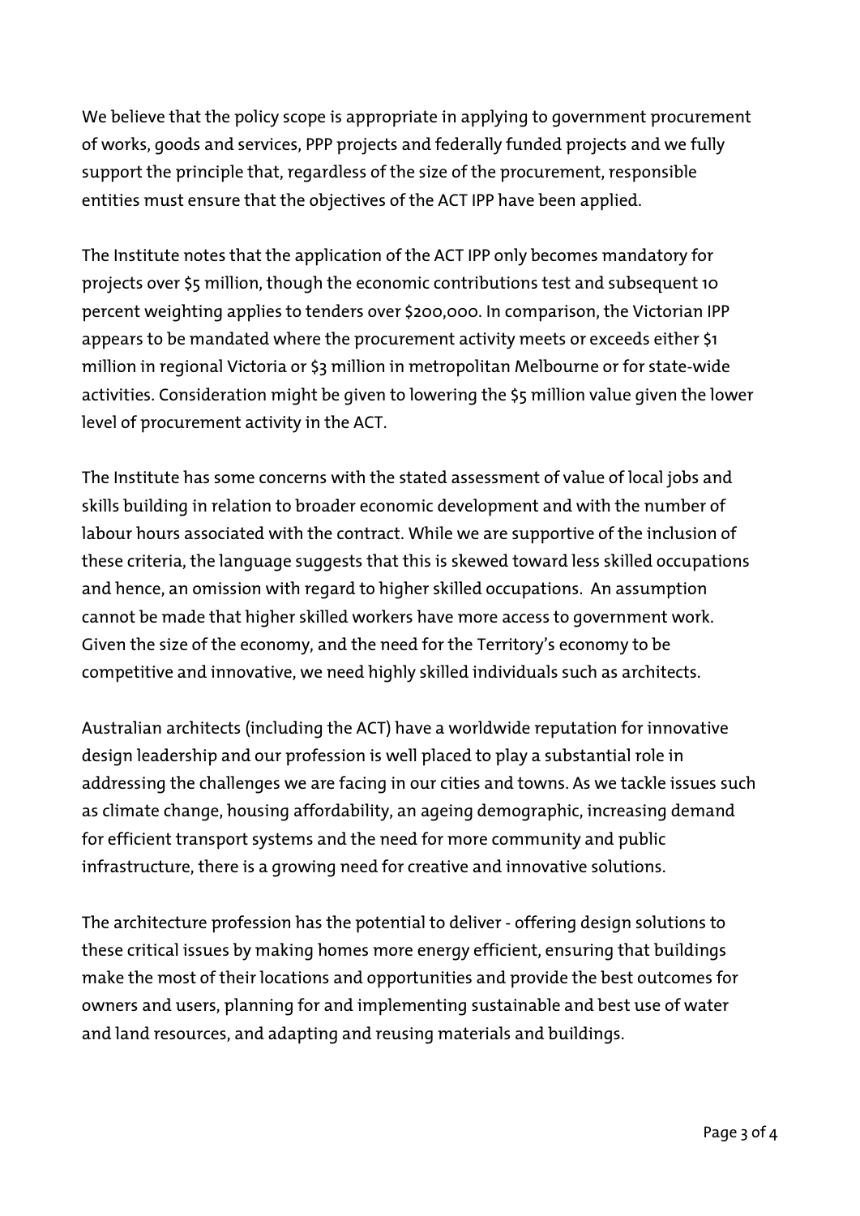We believe that the policy scope is appropriate in applying to government procurement of works, goods and services, PPP projects and federally funded projects and we fully support the principle that, regardless of the size of the procurement, responsible entities must ensure that the objectives of the ACT IPP have been applied.

The Institute notes that the application of the ACT IPP only becomes mandatory for projects over $5 million, though the economic contributions test and subsequent 10 percent weighting applies to tenders over $200,000. In comparison, the Victorian IPP appears to be mandated where the procurement activity meets or exceeds either $1 million in regional Victoria or $3 million in metropolitan Melbourne or for state-wide activities. Consideration might be given to lowering the $5 million value given the lower level of procurement activity in the ACT.

The Institute has some concerns with the stated assessment of value of local jobs and skills building in relation to broader economic development and with the number of labour hours associated with the contract. While we are supportive of the inclusion of these criteria, the language suggests that this is skewed toward less skilled occupations and hence, an omission with regard to higher skilled occupations. An assumption cannot be made that higher skilled workers have more access to government work. Given the size of the economy, and the need for the Territory's economy to be competitive and innovative, we need highly skilled individuals such as architects.

Australian architects (including the ACT) have a worldwide reputation for innovative design leadership and our profession is well placed to play a substantial role in addressing the challenges we are facing in our cities and towns. As we tackle issues such as climate change, housing affordability, an ageing demographic, increasing demand for efficient transport systems and the need for more community and public infrastructure, there is a growing need for creative and innovative solutions.

The architecture profession has the potential to deliver - offering design solutions to these critical issues by making homes more energy efficient, ensuring that buildings make the most of their locations and opportunities and provide the best outcomes for owners and users, planning for and implementing sustainable and best use of water and land resources, and adapting and reusing materials and buildings.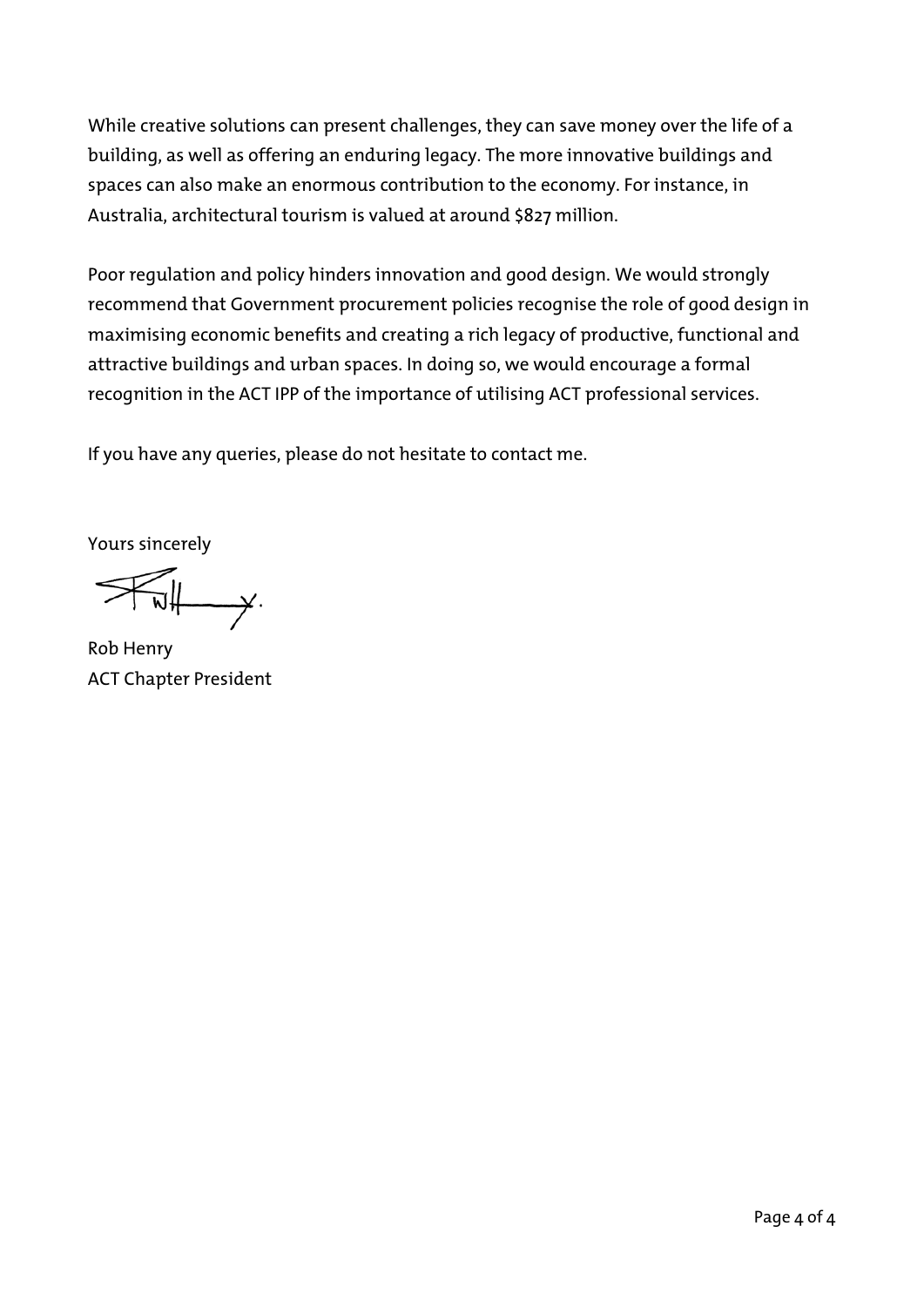While creative solutions can present challenges, they can save money over the life of a building, as well as offering an enduring legacy. The more innovative buildings and spaces can also make an enormous contribution to the economy. For instance, in Australia, architectural tourism is valued at around $827 million.

Poor regulation and policy hinders innovation and good design. We would strongly recommend that Government procurement policies recognise the role of good design in maximising economic benefits and creating a rich legacy of productive, functional and attractive buildings and urban spaces. In doing so, we would encourage a formal recognition in the ACT IPP of the importance of utilising ACT professional services.

If you have any queries, please do not hesitate to contact me.

Yours sincerely

Rob Henry  
ACT Chapter President